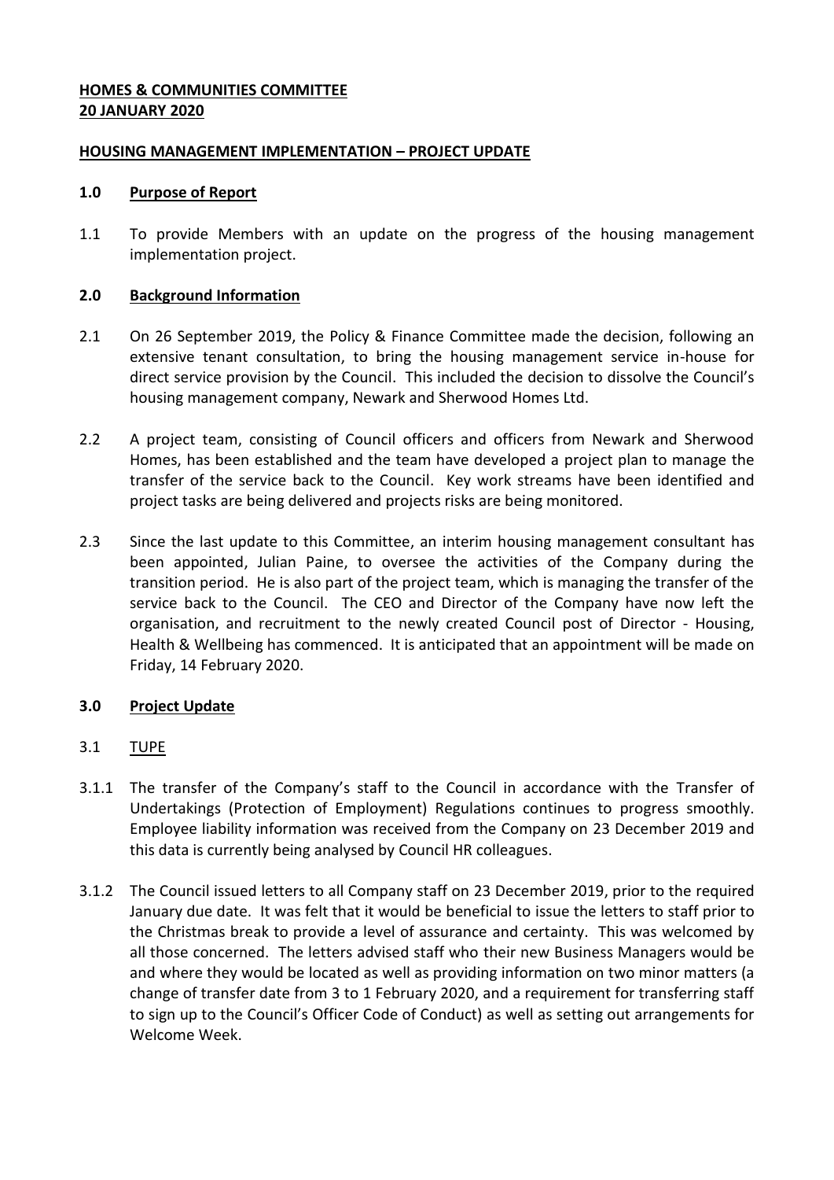**HOMES & COMMUNITIES COMMITTEE**
**20 JANUARY 2020**

**HOUSING MANAGEMENT IMPLEMENTATION – PROJECT UPDATE**

**1.0 Purpose of Report**

1.1 To provide Members with an update on the progress of the housing management implementation project.

**2.0 Background Information**

2.1 On 26 September 2019, the Policy & Finance Committee made the decision, following an extensive tenant consultation, to bring the housing management service in-house for direct service provision by the Council. This included the decision to dissolve the Council's housing management company, Newark and Sherwood Homes Ltd.

2.2 A project team, consisting of Council officers and officers from Newark and Sherwood Homes, has been established and the team have developed a project plan to manage the transfer of the service back to the Council. Key work streams have been identified and project tasks are being delivered and projects risks are being monitored.

2.3 Since the last update to this Committee, an interim housing management consultant has been appointed, Julian Paine, to oversee the activities of the Company during the transition period. He is also part of the project team, which is managing the transfer of the service back to the Council. The CEO and Director of the Company have now left the organisation, and recruitment to the newly created Council post of Director - Housing, Health & Wellbeing has commenced. It is anticipated that an appointment will be made on Friday, 14 February 2020.

**3.0 Project Update**

3.1 TUPE

3.1.1 The transfer of the Company's staff to the Council in accordance with the Transfer of Undertakings (Protection of Employment) Regulations continues to progress smoothly. Employee liability information was received from the Company on 23 December 2019 and this data is currently being analysed by Council HR colleagues.

3.1.2 The Council issued letters to all Company staff on 23 December 2019, prior to the required January due date. It was felt that it would be beneficial to issue the letters to staff prior to the Christmas break to provide a level of assurance and certainty. This was welcomed by all those concerned. The letters advised staff who their new Business Managers would be and where they would be located as well as providing information on two minor matters (a change of transfer date from 3 to 1 February 2020, and a requirement for transferring staff to sign up to the Council's Officer Code of Conduct) as well as setting out arrangements for Welcome Week.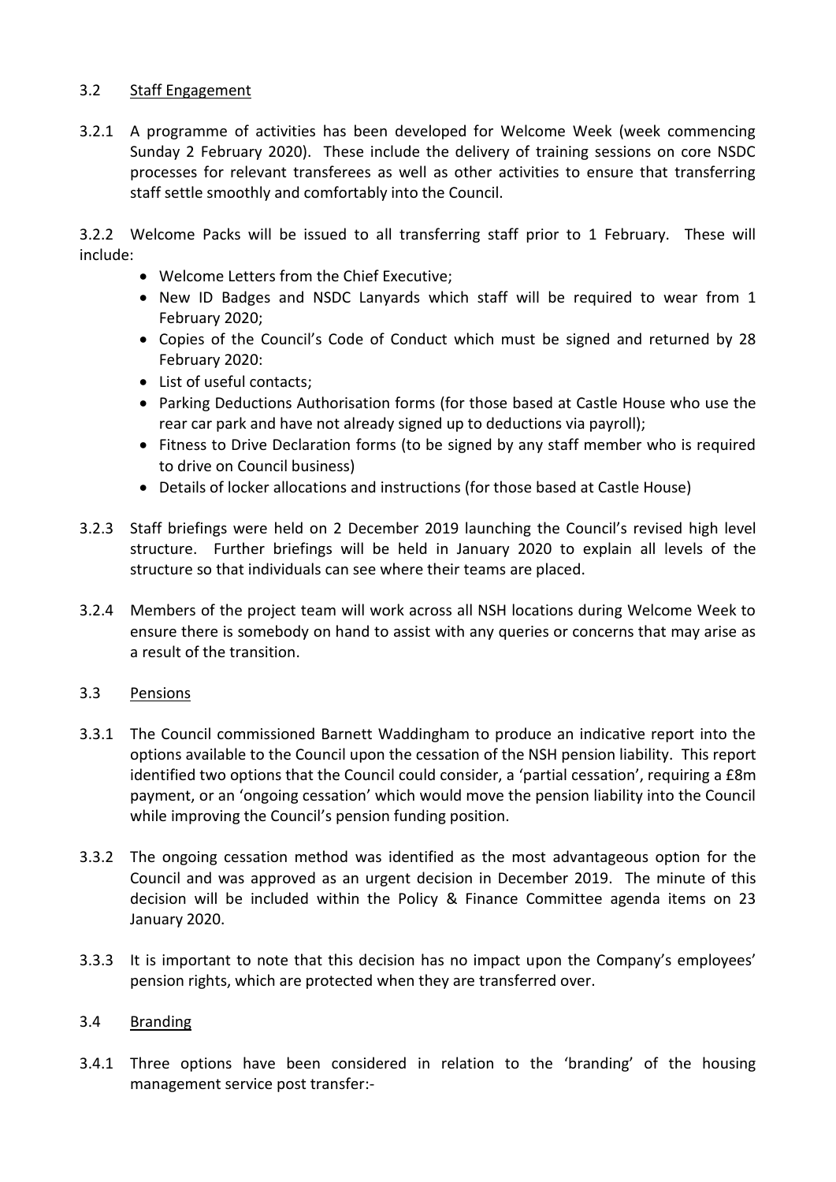### 3.2 Staff Engagement

3.2.1 A programme of activities has been developed for Welcome Week (week commencing Sunday 2 February 2020). These include the delivery of training sessions on core NSDC processes for relevant transferees as well as other activities to ensure that transferring staff settle smoothly and comfortably into the Council.

3.2.2 Welcome Packs will be issued to all transferring staff prior to 1 February. These will include:

- Welcome Letters from the Chief Executive;
- New ID Badges and NSDC Lanyards which staff will be required to wear from 1 February 2020;
- Copies of the Council's Code of Conduct which must be signed and returned by 28 February 2020:
- List of useful contacts;
- Parking Deductions Authorisation forms (for those based at Castle House who use the rear car park and have not already signed up to deductions via payroll);
- Fitness to Drive Declaration forms (to be signed by any staff member who is required to drive on Council business)
- Details of locker allocations and instructions (for those based at Castle House)

3.2.3 Staff briefings were held on 2 December 2019 launching the Council's revised high level structure. Further briefings will be held in January 2020 to explain all levels of the structure so that individuals can see where their teams are placed.

3.2.4 Members of the project team will work across all NSH locations during Welcome Week to ensure there is somebody on hand to assist with any queries or concerns that may arise as a result of the transition.

### 3.3 Pensions

3.3.1 The Council commissioned Barnett Waddingham to produce an indicative report into the options available to the Council upon the cessation of the NSH pension liability. This report identified two options that the Council could consider, a 'partial cessation', requiring a £8m payment, or an 'ongoing cessation' which would move the pension liability into the Council while improving the Council's pension funding position.

3.3.2 The ongoing cessation method was identified as the most advantageous option for the Council and was approved as an urgent decision in December 2019. The minute of this decision will be included within the Policy & Finance Committee agenda items on 23 January 2020.

3.3.3 It is important to note that this decision has no impact upon the Company's employees' pension rights, which are protected when they are transferred over.

### 3.4 Branding

3.4.1 Three options have been considered in relation to the 'branding' of the housing management service post transfer:-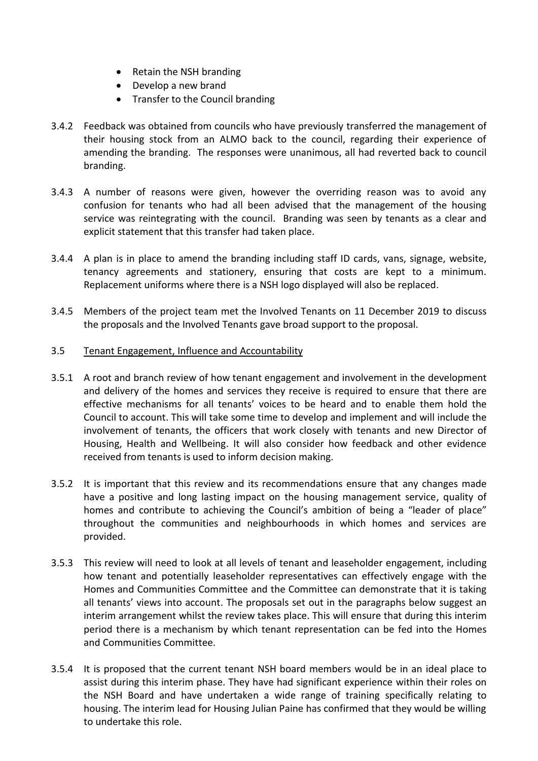- Retain the NSH branding
- Develop a new brand
- Transfer to the Council branding

3.4.2 Feedback was obtained from councils who have previously transferred the management of their housing stock from an ALMO back to the council, regarding their experience of amending the branding. The responses were unanimous, all had reverted back to council branding.

3.4.3 A number of reasons were given, however the overriding reason was to avoid any confusion for tenants who had all been advised that the management of the housing service was reintegrating with the council. Branding was seen by tenants as a clear and explicit statement that this transfer had taken place.

3.4.4 A plan is in place to amend the branding including staff ID cards, vans, signage, website, tenancy agreements and stationery, ensuring that costs are kept to a minimum. Replacement uniforms where there is a NSH logo displayed will also be replaced.

3.4.5 Members of the project team met the Involved Tenants on 11 December 2019 to discuss the proposals and the Involved Tenants gave broad support to the proposal.

3.5 Tenant Engagement, Influence and Accountability

3.5.1 A root and branch review of how tenant engagement and involvement in the development and delivery of the homes and services they receive is required to ensure that there are effective mechanisms for all tenants' voices to be heard and to enable them hold the Council to account. This will take some time to develop and implement and will include the involvement of tenants, the officers that work closely with tenants and new Director of Housing, Health and Wellbeing. It will also consider how feedback and other evidence received from tenants is used to inform decision making.

3.5.2 It is important that this review and its recommendations ensure that any changes made have a positive and long lasting impact on the housing management service, quality of homes and contribute to achieving the Council's ambition of being a "leader of place" throughout the communities and neighbourhoods in which homes and services are provided.

3.5.3 This review will need to look at all levels of tenant and leaseholder engagement, including how tenant and potentially leaseholder representatives can effectively engage with the Homes and Communities Committee and the Committee can demonstrate that it is taking all tenants' views into account. The proposals set out in the paragraphs below suggest an interim arrangement whilst the review takes place. This will ensure that during this interim period there is a mechanism by which tenant representation can be fed into the Homes and Communities Committee.

3.5.4 It is proposed that the current tenant NSH board members would be in an ideal place to assist during this interim phase. They have had significant experience within their roles on the NSH Board and have undertaken a wide range of training specifically relating to housing. The interim lead for Housing Julian Paine has confirmed that they would be willing to undertake this role.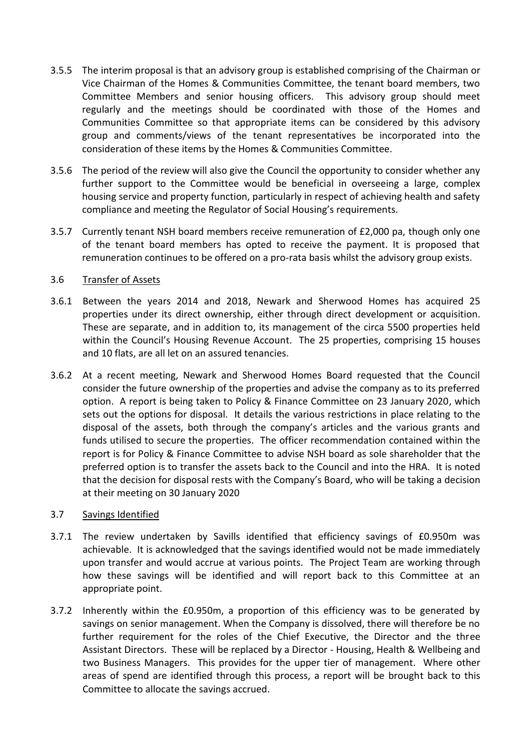3.5.5 The interim proposal is that an advisory group is established comprising of the Chairman or Vice Chairman of the Homes & Communities Committee, the tenant board members, two Committee Members and senior housing officers. This advisory group should meet regularly and the meetings should be coordinated with those of the Homes and Communities Committee so that appropriate items can be considered by this advisory group and comments/views of the tenant representatives be incorporated into the consideration of these items by the Homes & Communities Committee.

3.5.6 The period of the review will also give the Council the opportunity to consider whether any further support to the Committee would be beneficial in overseeing a large, complex housing service and property function, particularly in respect of achieving health and safety compliance and meeting the Regulator of Social Housing's requirements.

3.5.7 Currently tenant NSH board members receive remuneration of £2,000 pa, though only one of the tenant board members has opted to receive the payment. It is proposed that remuneration continues to be offered on a pro-rata basis whilst the advisory group exists.

3.6 Transfer of Assets

3.6.1 Between the years 2014 and 2018, Newark and Sherwood Homes has acquired 25 properties under its direct ownership, either through direct development or acquisition. These are separate, and in addition to, its management of the circa 5500 properties held within the Council's Housing Revenue Account. The 25 properties, comprising 15 houses and 10 flats, are all let on an assured tenancies.

3.6.2 At a recent meeting, Newark and Sherwood Homes Board requested that the Council consider the future ownership of the properties and advise the company as to its preferred option. A report is being taken to Policy & Finance Committee on 23 January 2020, which sets out the options for disposal. It details the various restrictions in place relating to the disposal of the assets, both through the company's articles and the various grants and funds utilised to secure the properties. The officer recommendation contained within the report is for Policy & Finance Committee to advise NSH board as sole shareholder that the preferred option is to transfer the assets back to the Council and into the HRA. It is noted that the decision for disposal rests with the Company's Board, who will be taking a decision at their meeting on 30 January 2020

3.7 Savings Identified

3.7.1 The review undertaken by Savills identified that efficiency savings of £0.950m was achievable. It is acknowledged that the savings identified would not be made immediately upon transfer and would accrue at various points. The Project Team are working through how these savings will be identified and will report back to this Committee at an appropriate point.

3.7.2 Inherently within the £0.950m, a proportion of this efficiency was to be generated by savings on senior management. When the Company is dissolved, there will therefore be no further requirement for the roles of the Chief Executive, the Director and the three Assistant Directors. These will be replaced by a Director - Housing, Health & Wellbeing and two Business Managers. This provides for the upper tier of management. Where other areas of spend are identified through this process, a report will be brought back to this Committee to allocate the savings accrued.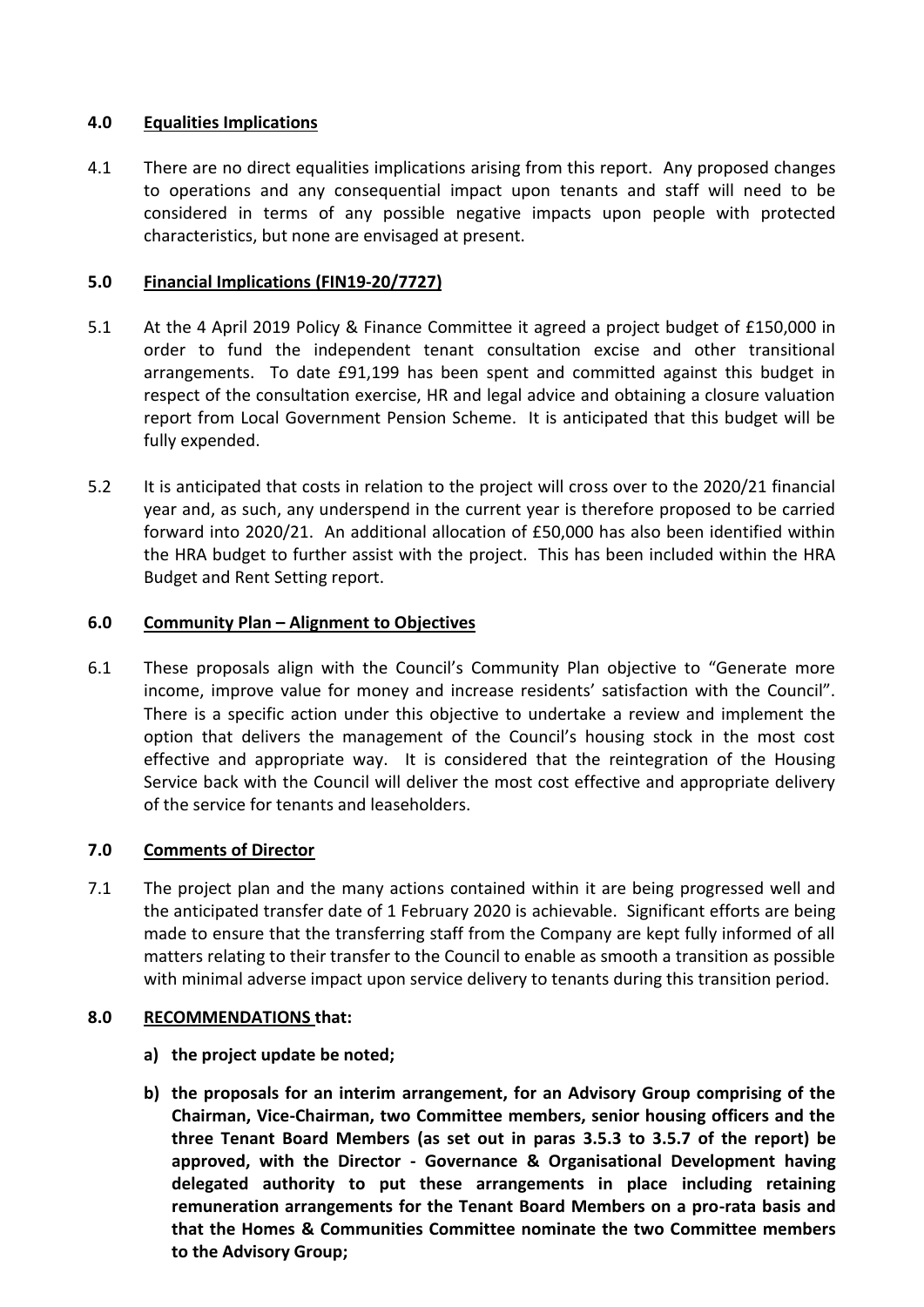## 4.0 Equalities Implications

4.1 There are no direct equalities implications arising from this report. Any proposed changes to operations and any consequential impact upon tenants and staff will need to be considered in terms of any possible negative impacts upon people with protected characteristics, but none are envisaged at present.

## 5.0 Financial Implications (FIN19-20/7727)

5.1 At the 4 April 2019 Policy & Finance Committee it agreed a project budget of £150,000 in order to fund the independent tenant consultation excise and other transitional arrangements. To date £91,199 has been spent and committed against this budget in respect of the consultation exercise, HR and legal advice and obtaining a closure valuation report from Local Government Pension Scheme. It is anticipated that this budget will be fully expended.

5.2 It is anticipated that costs in relation to the project will cross over to the 2020/21 financial year and, as such, any underspend in the current year is therefore proposed to be carried forward into 2020/21. An additional allocation of £50,000 has also been identified within the HRA budget to further assist with the project. This has been included within the HRA Budget and Rent Setting report.

## 6.0 Community Plan – Alignment to Objectives

6.1 These proposals align with the Council's Community Plan objective to "Generate more income, improve value for money and increase residents' satisfaction with the Council". There is a specific action under this objective to undertake a review and implement the option that delivers the management of the Council's housing stock in the most cost effective and appropriate way. It is considered that the reintegration of the Housing Service back with the Council will deliver the most cost effective and appropriate delivery of the service for tenants and leaseholders.

## 7.0 Comments of Director

7.1 The project plan and the many actions contained within it are being progressed well and the anticipated transfer date of 1 February 2020 is achievable. Significant efforts are being made to ensure that the transferring staff from the Company are kept fully informed of all matters relating to their transfer to the Council to enable as smooth a transition as possible with minimal adverse impact upon service delivery to tenants during this transition period.

## 8.0 RECOMMENDATIONS that:

**a) the project update be noted;**

**b) the proposals for an interim arrangement, for an Advisory Group comprising of the Chairman, Vice-Chairman, two Committee members, senior housing officers and the three Tenant Board Members (as set out in paras 3.5.3 to 3.5.7 of the report) be approved, with the Director - Governance & Organisational Development having delegated authority to put these arrangements in place including retaining remuneration arrangements for the Tenant Board Members on a pro-rata basis and that the Homes & Communities Committee nominate the two Committee members to the Advisory Group;**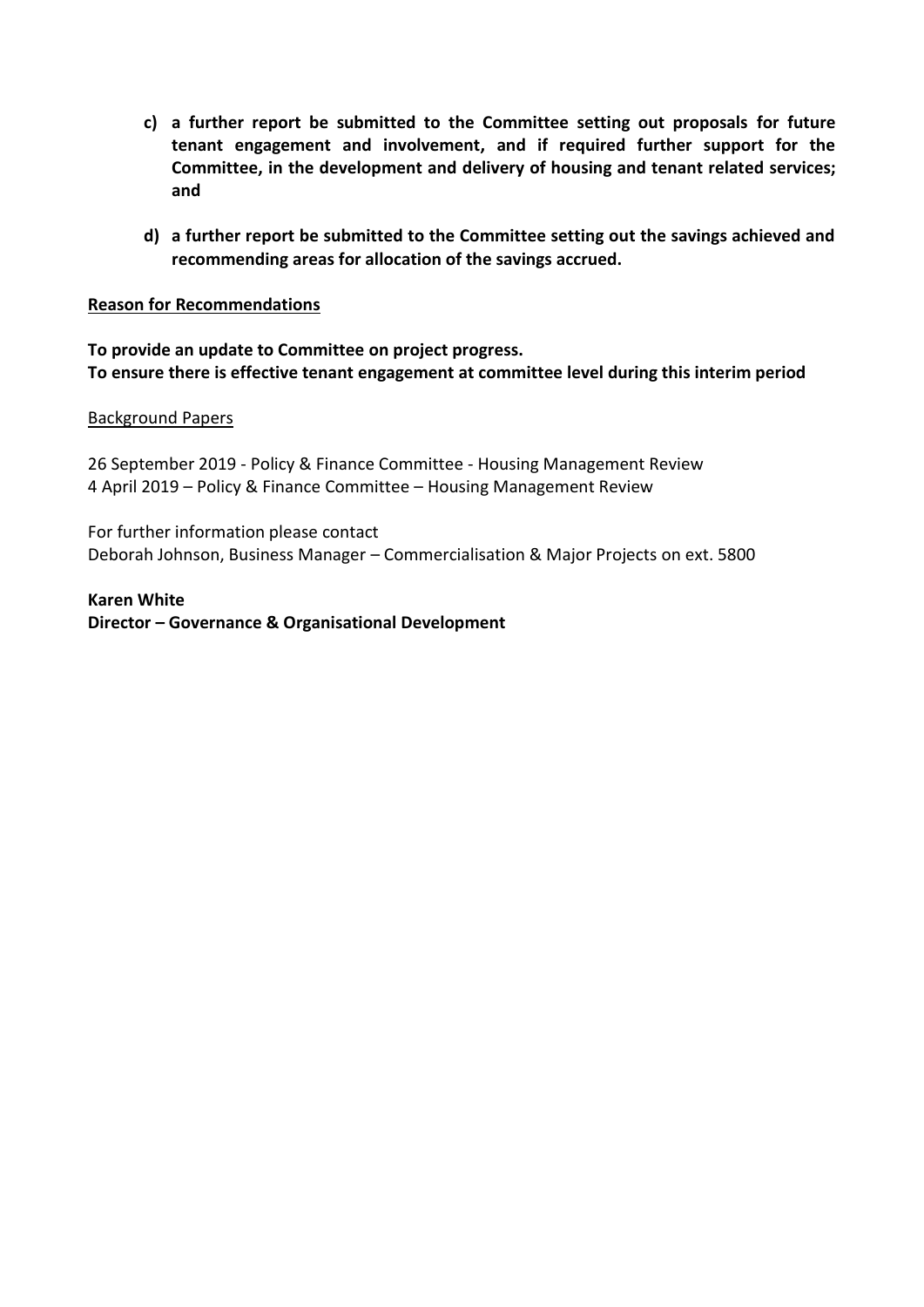c) **a further report be submitted to the Committee setting out proposals for future tenant engagement and involvement, and if required further support for the Committee, in the development and delivery of housing and tenant related services; and**

d) **a further report be submitted to the Committee setting out the savings achieved and recommending areas for allocation of the savings accrued.**

**Reason for Recommendations**

**To provide an update to Committee on project progress.**
**To ensure there is effective tenant engagement at committee level during this interim period**

Background Papers

26 September 2019 - Policy & Finance Committee - Housing Management Review
4 April 2019 – Policy & Finance Committee – Housing Management Review

For further information please contact
Deborah Johnson, Business Manager – Commercialisation & Major Projects on ext. 5800

**Karen White**
**Director – Governance & Organisational Development**